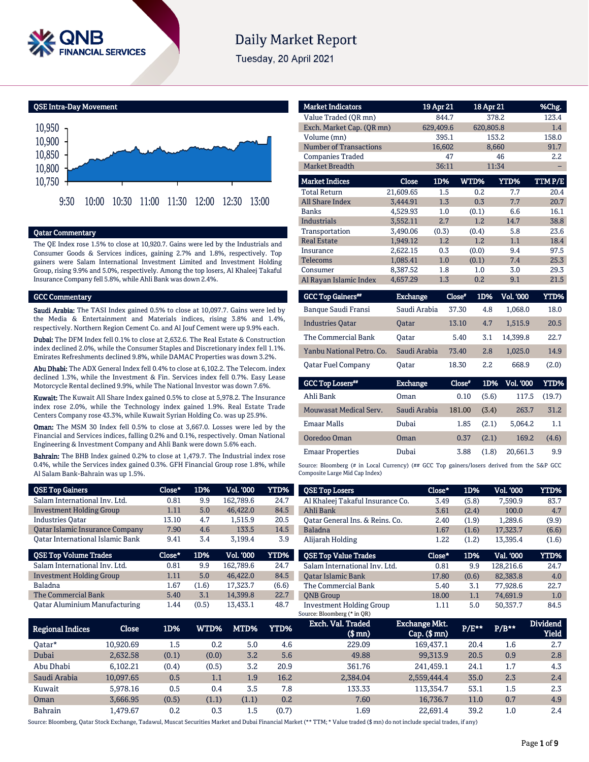# Daily Market Report

Tuesday, 20 April 2021

## QSE Intra-Day Movement

## Qatar Commentary

The QE Index rose 1.5% to close at 10,920.7. Gains were led by the Industrials and Consumer Goods & Services indices, gaining 2.7% and 1.8%, respectively. Top gainers were Salam International Investment Limited and Investment Holding Group, rising 9.9% and 5.0%, respectively. Among the top losers, Al Khaleej Takaful Insurance Company fell 5.8%, while Ahli Bank was down 2.4%.

## GCC Commentary

**Saudi Arabia:** The TASI Index gained 0.5% to close at 10,097.7. Gains were led by the Media & Entertainment and Materials indices, rising 3.8% and 1.4%, respectively. Northern Region Cement Co. and Al Jouf Cement were up 9.9% each.

**Dubai:** The DFM Index fell 0.1% to close at 2,632.6. The Real Estate & Construction index declined 2.0%, while the Consumer Staples and Discretionary index fell 1.1%. Emirates Refreshments declined 9.8%, while DAMAC Properties was down 3.2%.

**Abu Dhabi:** The ADX General Index fell 0.4% to close at 6,102.2. The Telecom. index declined 1.3%, while the Investment & Fin. Services index fell 0.7%. Easy Lease Motorcycle Rental declined 9.9%, while The National Investor was down 7.6%.

**Kuwait:** The Kuwait All Share Index gained 0.5% to close at 5,978.2. The Insurance index rose 2.0%, while the Technology index gained 1.9%. Real Estate Trade Centers Company rose 43.3%, while Kuwait Syrian Holding Co. was up 25.9%.

**Oman:** The MSM 30 Index fell 0.5% to close at 3,667.0. Losses were led by the Financial and Services indices, falling 0.2% and 0.1%, respectively. Oman National Engineering & Investment Company and Ahli Bank were down 5.6% each.

**Bahrain:** The BHB Index gained 0.2% to close at 1,479.7. The Industrial index rose 0.4%, while the Services index gained 0.3%. GFH Financial Group rose 1.8%, while Al Salam Bank-Bahrain was up 1.5%.

| Market Indicators | 19 Apr 21 | 18 Apr 21 | %Chg. |
|---|---|---|---|
| Value Traded (QR mn) | 844.7 | 378.2 | 123.4 |
| Exch. Market Cap. (QR mn) | 629,409.6 | 620,805.8 | 1.4 |
| Volume (mn) | 395.1 | 153.2 | 158.0 |
| Number of Transactions | 16,602 | 8,660 | 91.7 |
| Companies Traded | 47 | 46 | 2.2 |
| Market Breadth | 36:11 | 11:34 | – |

| Market Indices | Close | 1D% | WTD% | YTD% | TTM P/E |
|---|---|---|---|---|---|
| Total Return | 21,609.65 | 1.5 | 0.2 | 7.7 | 20.4 |
| All Share Index | 3,444.91 | 1.3 | 0.3 | 7.7 | 20.7 |
| Banks | 4,529.93 | 1.0 | (0.1) | 6.6 | 16.1 |
| Industrials | 3,552.11 | 2.7 | 1.2 | 14.7 | 38.8 |
| Transportation | 3,490.06 | (0.3) | (0.4) | 5.8 | 23.6 |
| Real Estate | 1,949.12 | 1.2 | 1.2 | 1.1 | 18.4 |
| Insurance | 2,622.15 | 0.3 | (0.0) | 9.4 | 97.5 |
| Telecoms | 1,085.41 | 1.0 | (0.1) | 7.4 | 25.3 |
| Consumer | 8,387.52 | 1.8 | 1.0 | 3.0 | 29.3 |
| Al Rayan Islamic Index | 4,657.29 | 1.3 | 0.2 | 9.1 | 21.5 |

| GCC Top Gainers## | Exchange | Close# | 1D% | Vol. '000 | YTD% |
|---|---|---|---|---|---|
| Banque Saudi Fransi | Saudi Arabia | 37.30 | 4.8 | 1,068.0 | 18.0 |
| Industries Qatar | Qatar | 13.10 | 4.7 | 1,515.9 | 20.5 |
| The Commercial Bank | Qatar | 5.40 | 3.1 | 14,399.8 | 22.7 |
| Yanbu National Petro. Co. | Saudi Arabia | 73.40 | 2.8 | 1,025.0 | 14.9 |
| Qatar Fuel Company | Qatar | 18.30 | 2.2 | 668.9 | (2.0) |

| GCC Top Losers## | Exchange | Close# | 1D% | Vol. '000 | YTD% |
|---|---|---|---|---|---|
| Ahli Bank | Oman | 0.10 | (5.6) | 117.5 | (19.7) |
| Mouwasat Medical Serv. | Saudi Arabia | 181.00 | (3.4) | 263.7 | 31.2 |
| Emaar Malls | Dubai | 1.85 | (2.1) | 5,064.2 | 1.1 |
| Ooredoo Oman | Oman | 0.37 | (2.1) | 169.2 | (4.6) |
| Emaar Properties | Dubai | 3.88 | (1.8) | 20,661.3 | 9.9 |

Source: Bloomberg (# in Local Currency) (## GCC Top gainers/losers derived from the S&P GCC Composite Large Mid Cap Index)

| QSE Top Gainers | Close* | 1D% | Vol. '000 | YTD% |
|---|---|---|---|---|
| Salam International Inv. Ltd. | 0.81 | 9.9 | 162,789.6 | 24.7 |
| Investment Holding Group | 1.11 | 5.0 | 46,422.0 | 84.5 |
| Industries Qatar | 13.10 | 4.7 | 1,515.9 | 20.5 |
| Qatar Islamic Insurance Company | 7.90 | 4.6 | 133.5 | 14.5 |
| Qatar International Islamic Bank | 9.41 | 3.4 | 3,199.4 | 3.9 |

| QSE Top Volume Trades | Close* | 1D% | Vol. '000 | YTD% |
|---|---|---|---|---|
| Salam International Inv. Ltd. | 0.81 | 9.9 | 162,789.6 | 24.7 |
| Investment Holding Group | 1.11 | 5.0 | 46,422.0 | 84.5 |
| Baladna | 1.67 | (1.6) | 17,323.7 | (6.6) |
| The Commercial Bank | 5.40 | 3.1 | 14,399.8 | 22.7 |
| Qatar Aluminium Manufacturing | 1.44 | (0.5) | 13,433.1 | 48.7 |

| QSE Top Losers | Close* | 1D% | Vol. '000 | YTD% |
|---|---|---|---|---|
| Al Khaleej Takaful Insurance Co. | 3.49 | (5.8) | 7,590.9 | 83.7 |
| Ahli Bank | 3.61 | (2.4) | 100.0 | 4.7 |
| Qatar General Ins. & Reins. Co. | 2.40 | (1.9) | 1,289.6 | (9.9) |
| Baladna | 1.67 | (1.6) | 17,323.7 | (6.6) |
| Alijarah Holding | 1.22 | (1.2) | 13,395.4 | (1.6) |

| QSE Top Value Trades | Close* | 1D% | Val. '000 | YTD% |
|---|---|---|---|---|
| Salam International Inv. Ltd. | 0.81 | 9.9 | 128,216.6 | 24.7 |
| Qatar Islamic Bank | 17.80 | (0.6) | 82,383.8 | 4.0 |
| The Commercial Bank | 5.40 | 3.1 | 77,928.6 | 22.7 |
| QNB Group | 18.00 | 1.1 | 74,691.9 | 1.0 |
| Investment Holding Group | 1.11 | 5.0 | 50,357.7 | 84.5 |

Source: Bloomberg (* in QR)

| Regional Indices | Close | 1D% | WTD% | MTD% | YTD% | Exch. Val. Traded ($ mn) | Exchange Mkt. Cap. ($ mn) | P/E** | P/B** | Dividend Yield |
|---|---|---|---|---|---|---|---|---|---|---|
| Qatar* | 10,920.69 | 1.5 | 0.2 | 5.0 | 4.6 | 229.09 | 169,437.1 | 20.4 | 1.6 | 2.7 |
| Dubai | 2,632.58 | (0.1) | (0.0) | 3.2 | 5.6 | 49.88 | 99,313.9 | 20.5 | 0.9 | 2.8 |
| Abu Dhabi | 6,102.21 | (0.4) | (0.5) | 3.2 | 20.9 | 361.76 | 241,459.1 | 24.1 | 1.7 | 4.3 |
| Saudi Arabia | 10,097.65 | 0.5 | 1.1 | 1.9 | 16.2 | 2,384.04 | 2,559,444.4 | 35.0 | 2.3 | 2.4 |
| Kuwait | 5,978.16 | 0.5 | 0.4 | 3.5 | 7.8 | 133.33 | 113,354.7 | 53.1 | 1.5 | 2.3 |
| Oman | 3,666.95 | (0.5) | (1.1) | (1.1) | 0.2 | 7.60 | 16,736.7 | 11.0 | 0.7 | 4.9 |
| Bahrain | 1,479.67 | 0.2 | 0.3 | 1.5 | (0.7) | 1.69 | 22,691.4 | 39.2 | 1.0 | 2.4 |

Source: Bloomberg, Qatar Stock Exchange, Tadawul, Muscat Securities Market and Dubai Financial Market (** TTM; * Value traded ($ mn) do not include special trades, if any)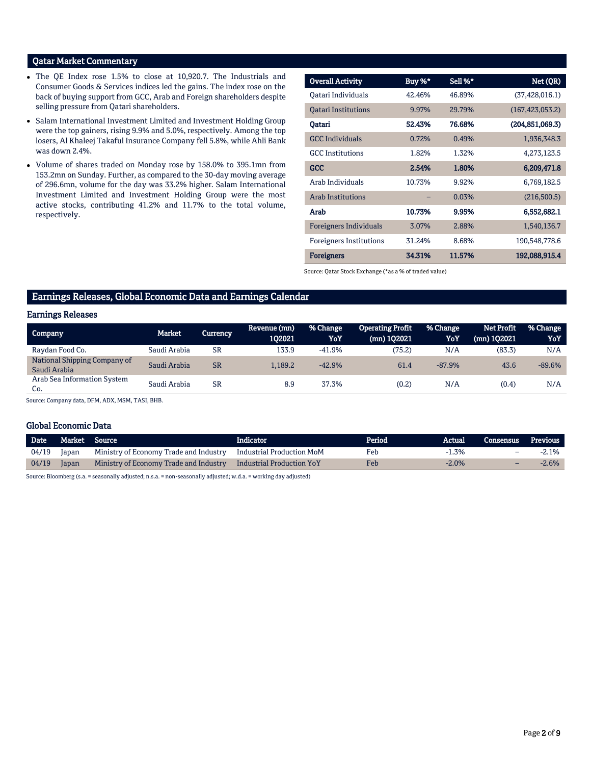## Qatar Market Commentary

- The QE Index rose 1.5% to close at 10,920.7. The Industrials and Consumer Goods & Services indices led the gains. The index rose on the back of buying support from GCC, Arab and Foreign shareholders despite selling pressure from Qatari shareholders.
- Salam International Investment Limited and Investment Holding Group were the top gainers, rising 9.9% and 5.0%, respectively. Among the top losers, Al Khaleej Takaful Insurance Company fell 5.8%, while Ahli Bank was down 2.4%.
- Volume of shares traded on Monday rose by 158.0% to 395.1mn from 153.2mn on Sunday. Further, as compared to the 30-day moving average of 296.6mn, volume for the day was 33.2% higher. Salam International Investment Limited and Investment Holding Group were the most active stocks, contributing 41.2% and 11.7% to the total volume, respectively.

| Overall Activity | Buy %* | Sell %* | Net (QR) |
|---|---|---|---|
| Qatari Individuals | 42.46% | 46.89% | (37,428,016.1) |
| Qatari Institutions | 9.97% | 29.79% | (167,423,053.2) |
| **Qatari** | **52.43%** | **76.68%** | **(204,851,069.3)** |
| GCC Individuals | 0.72% | 0.49% | 1,936,348.3 |
| GCC Institutions | 1.82% | 1.32% | 4,273,123.5 |
| **GCC** | **2.54%** | **1.80%** | **6,209,471.8** |
| Arab Individuals | 10.73% | 9.92% | 6,769,182.5 |
| Arab Institutions | – | 0.03% | (216,500.5) |
| **Arab** | **10.73%** | **9.95%** | **6,552,682.1** |
| Foreigners Individuals | 3.07% | 2.88% | 1,540,136.7 |
| Foreigners Institutions | 31.24% | 8.68% | 190,548,778.6 |
| **Foreigners** | **34.31%** | **11.57%** | **192,088,915.4** |

Source: Qatar Stock Exchange (*as a % of traded value)

## Earnings Releases, Global Economic Data and Earnings Calendar

### Earnings Releases

| Company | Market | Currency | Revenue (mn) 1Q2021 | % Change YoY | Operating Profit (mn) 1Q2021 | % Change YoY | Net Profit (mn) 1Q2021 | % Change YoY |
|---|---|---|---|---|---|---|---|---|
| Raydan Food Co. | Saudi Arabia | SR | 133.9 | -41.9% | (75.2) | N/A | (83.3) | N/A |
| National Shipping Company of Saudi Arabia | Saudi Arabia | SR | 1,189.2 | -42.9% | 61.4 | -87.9% | 43.6 | -89.6% |
| Arab Sea Information System Co. | Saudi Arabia | SR | 8.9 | 37.3% | (0.2) | N/A | (0.4) | N/A |

Source: Company data, DFM, ADX, MSM, TASI, BHB.

### Global Economic Data

| Date | Market | Source | Indicator | Period | Actual | Consensus | Previous |
|---|---|---|---|---|---|---|---|
| 04/19 | Japan | Ministry of Economy Trade and Industry | Industrial Production MoM | Feb | -1.3% | – | -2.1% |
| 04/19 | Japan | Ministry of Economy Trade and Industry | Industrial Production YoY | Feb | -2.0% | – | -2.6% |

Source: Bloomberg (s.a. = seasonally adjusted; n.s.a. = non-seasonally adjusted; w.d.a. = working day adjusted)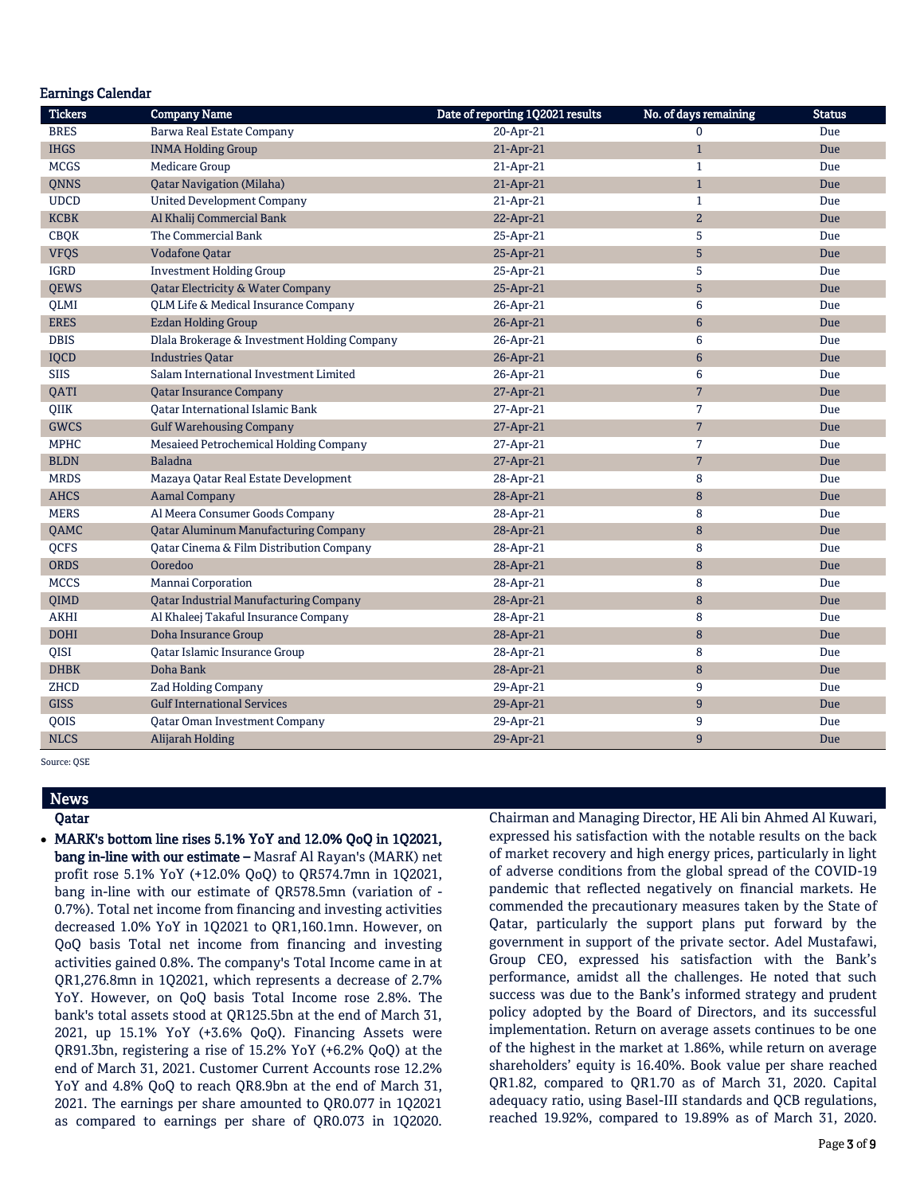## Earnings Calendar

| Tickers | Company Name | Date of reporting 1Q2021 results | No. of days remaining | Status |
|---|---|---|---|---|
| BRES | Barwa Real Estate Company | 20-Apr-21 | 0 | Due |
| IHGS | INMA Holding Group | 21-Apr-21 | 1 | Due |
| MCGS | Medicare Group | 21-Apr-21 | 1 | Due |
| QNNS | Qatar Navigation (Milaha) | 21-Apr-21 | 1 | Due |
| UDCD | United Development Company | 21-Apr-21 | 1 | Due |
| KCBK | Al Khalij Commercial Bank | 22-Apr-21 | 2 | Due |
| CBQK | The Commercial Bank | 25-Apr-21 | 5 | Due |
| VFQS | Vodafone Qatar | 25-Apr-21 | 5 | Due |
| IGRD | Investment Holding Group | 25-Apr-21 | 5 | Due |
| QEWS | Qatar Electricity & Water Company | 25-Apr-21 | 5 | Due |
| QLMI | QLM Life & Medical Insurance Company | 26-Apr-21 | 6 | Due |
| ERES | Ezdan Holding Group | 26-Apr-21 | 6 | Due |
| DBIS | Dlala Brokerage & Investment Holding Company | 26-Apr-21 | 6 | Due |
| IQCD | Industries Qatar | 26-Apr-21 | 6 | Due |
| SIIS | Salam International Investment Limited | 26-Apr-21 | 6 | Due |
| QATI | Qatar Insurance Company | 27-Apr-21 | 7 | Due |
| QIIK | Qatar International Islamic Bank | 27-Apr-21 | 7 | Due |
| GWCS | Gulf Warehousing Company | 27-Apr-21 | 7 | Due |
| MPHC | Mesaieed Petrochemical Holding Company | 27-Apr-21 | 7 | Due |
| BLDN | Baladna | 27-Apr-21 | 7 | Due |
| MRDS | Mazaya Qatar Real Estate Development | 28-Apr-21 | 8 | Due |
| AHCS | Aamal Company | 28-Apr-21 | 8 | Due |
| MERS | Al Meera Consumer Goods Company | 28-Apr-21 | 8 | Due |
| QAMC | Qatar Aluminum Manufacturing Company | 28-Apr-21 | 8 | Due |
| QCFS | Qatar Cinema & Film Distribution Company | 28-Apr-21 | 8 | Due |
| ORDS | Ooredoo | 28-Apr-21 | 8 | Due |
| MCCS | Mannai Corporation | 28-Apr-21 | 8 | Due |
| QIMD | Qatar Industrial Manufacturing Company | 28-Apr-21 | 8 | Due |
| AKHI | Al Khaleej Takaful Insurance Company | 28-Apr-21 | 8 | Due |
| DOHI | Doha Insurance Group | 28-Apr-21 | 8 | Due |
| QISI | Qatar Islamic Insurance Group | 28-Apr-21 | 8 | Due |
| DHBK | Doha Bank | 28-Apr-21 | 8 | Due |
| ZHCD | Zad Holding Company | 29-Apr-21 | 9 | Due |
| GISS | Gulf International Services | 29-Apr-21 | 9 | Due |
| QOIS | Qatar Oman Investment Company | 29-Apr-21 | 9 | Due |
| NLCS | Alijarah Holding | 29-Apr-21 | 9 | Due |

Source: QSE

## News

### Qatar

- **MARK's bottom line rises 5.1% YoY and 12.0% QoQ in 1Q2021, bang in-line with our estimate –** Masraf Al Rayan's (MARK) net profit rose 5.1% YoY (+12.0% QoQ) to QR574.7mn in 1Q2021, bang in-line with our estimate of QR578.5mn (variation of -0.7%). Total net income from financing and investing activities decreased 1.0% YoY in 1Q2021 to QR1,160.1mn. However, on QoQ basis Total net income from financing and investing activities gained 0.8%. The company's Total Income came in at QR1,276.8mn in 1Q2021, which represents a decrease of 2.7% YoY. However, on QoQ basis Total Income rose 2.8%. The bank's total assets stood at QR125.5bn at the end of March 31, 2021, up 15.1% YoY (+3.6% QoQ). Financing Assets were QR91.3bn, registering a rise of 15.2% YoY (+6.2% QoQ) at the end of March 31, 2021. Customer Current Accounts rose 12.2% YoY and 4.8% QoQ to reach QR8.9bn at the end of March 31, 2021. The earnings per share amounted to QR0.077 in 1Q2021 as compared to earnings per share of QR0.073 in 1Q2020. Chairman and Managing Director, HE Ali bin Ahmed Al Kuwari, expressed his satisfaction with the notable results on the back of market recovery and high energy prices, particularly in light of adverse conditions from the global spread of the COVID-19 pandemic that reflected negatively on financial markets. He commended the precautionary measures taken by the State of Qatar, particularly the support plans put forward by the government in support of the private sector. Adel Mustafawi, Group CEO, expressed his satisfaction with the Bank's performance, amidst all the challenges. He noted that such success was due to the Bank's informed strategy and prudent policy adopted by the Board of Directors, and its successful implementation. Return on average assets continues to be one of the highest in the market at 1.86%, while return on average shareholders' equity is 16.40%. Book value per share reached QR1.82, compared to QR1.70 as of March 31, 2020. Capital adequacy ratio, using Basel-III standards and QCB regulations, reached 19.92%, compared to 19.89% as of March 31, 2020.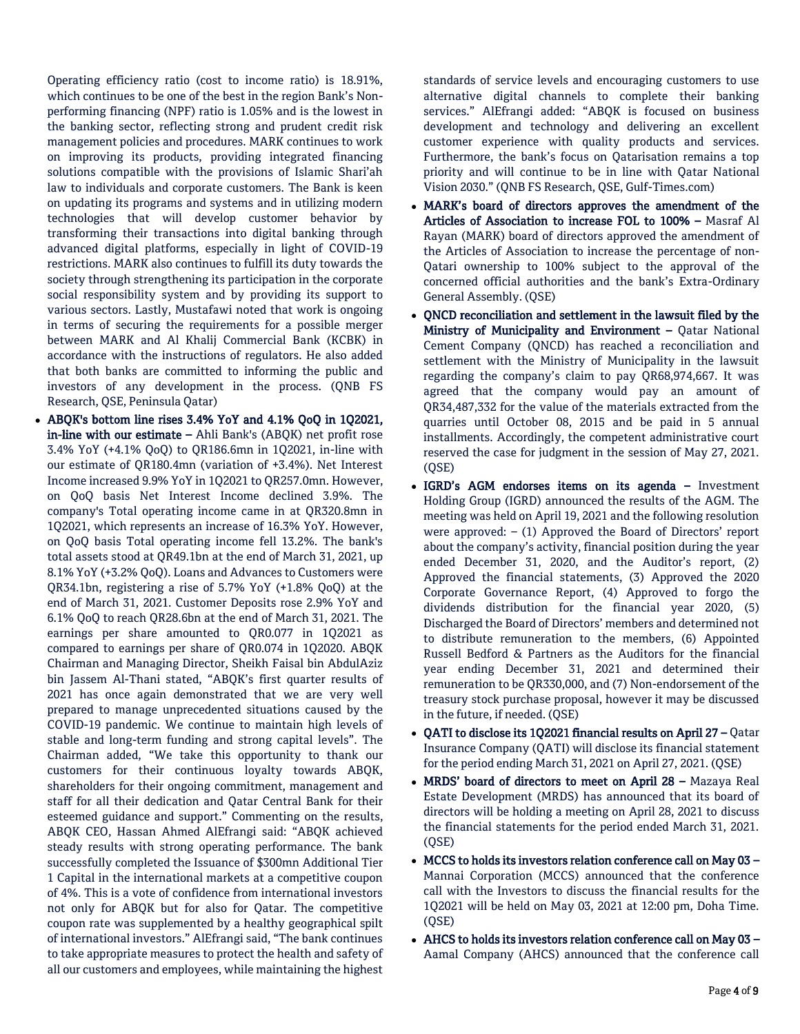Operating efficiency ratio (cost to income ratio) is 18.91%, which continues to be one of the best in the region Bank's Non-performing financing (NPF) ratio is 1.05% and is the lowest in the banking sector, reflecting strong and prudent credit risk management policies and procedures. MARK continues to work on improving its products, providing integrated financing solutions compatible with the provisions of Islamic Shari'ah law to individuals and corporate customers. The Bank is keen on updating its programs and systems and in utilizing modern technologies that will develop customer behavior by transforming their transactions into digital banking through advanced digital platforms, especially in light of COVID-19 restrictions. MARK also continues to fulfill its duty towards the society through strengthening its participation in the corporate social responsibility system and by providing its support to various sectors. Lastly, Mustafawi noted that work is ongoing in terms of securing the requirements for a possible merger between MARK and Al Khalij Commercial Bank (KCBK) in accordance with the instructions of regulators. He also added that both banks are committed to informing the public and investors of any development in the process. (QNB FS Research, QSE, Peninsula Qatar)

- **ABQK's bottom line rises 3.4% YoY and 4.1% QoQ in 1Q2021, in-line with our estimate –** Ahli Bank's (ABQK) net profit rose 3.4% YoY (+4.1% QoQ) to QR186.6mn in 1Q2021, in-line with our estimate of QR180.4mn (variation of +3.4%). Net Interest Income increased 9.9% YoY in 1Q2021 to QR257.0mn. However, on QoQ basis Net Interest Income declined 3.9%. The company's Total operating income came in at QR320.8mn in 1Q2021, which represents an increase of 16.3% YoY. However, on QoQ basis Total operating income fell 13.2%. The bank's total assets stood at QR49.1bn at the end of March 31, 2021, up 8.1% YoY (+3.2% QoQ). Loans and Advances to Customers were QR34.1bn, registering a rise of 5.7% YoY (+1.8% QoQ) at the end of March 31, 2021. Customer Deposits rose 2.9% YoY and 6.1% QoQ to reach QR28.6bn at the end of March 31, 2021. The earnings per share amounted to QR0.077 in 1Q2021 as compared to earnings per share of QR0.074 in 1Q2020. ABQK Chairman and Managing Director, Sheikh Faisal bin AbdulAziz bin Jassem Al-Thani stated, "ABQK's first quarter results of 2021 has once again demonstrated that we are very well prepared to manage unprecedented situations caused by the COVID-19 pandemic. We continue to maintain high levels of stable and long-term funding and strong capital levels". The Chairman added, "We take this opportunity to thank our customers for their continuous loyalty towards ABQK, shareholders for their ongoing commitment, management and staff for all their dedication and Qatar Central Bank for their esteemed guidance and support." Commenting on the results, ABQK CEO, Hassan Ahmed AlEfrangi said: "ABQK achieved steady results with strong operating performance. The bank successfully completed the Issuance of $300mn Additional Tier 1 Capital in the international markets at a competitive coupon of 4%. This is a vote of confidence from international investors not only for ABQK but for also for Qatar. The competitive coupon rate was supplemented by a healthy geographical spilt of international investors." AlEfrangi said, "The bank continues to take appropriate measures to protect the health and safety of all our customers and employees, while maintaining the highest standards of service levels and encouraging customers to use alternative digital channels to complete their banking services." AlEfrangi added: "ABQK is focused on business development and technology and delivering an excellent customer experience with quality products and services. Furthermore, the bank's focus on Qatarisation remains a top priority and will continue to be in line with Qatar National Vision 2030." (QNB FS Research, QSE, Gulf-Times.com)
- **MARK's board of directors approves the amendment of the Articles of Association to increase FOL to 100% –** Masraf Al Rayan (MARK) board of directors approved the amendment of the Articles of Association to increase the percentage of non-Qatari ownership to 100% subject to the approval of the concerned official authorities and the bank's Extra-Ordinary General Assembly. (QSE)
- **QNCD reconciliation and settlement in the lawsuit filed by the Ministry of Municipality and Environment –** Qatar National Cement Company (QNCD) has reached a reconciliation and settlement with the Ministry of Municipality in the lawsuit regarding the company's claim to pay QR68,974,667. It was agreed that the company would pay an amount of QR34,487,332 for the value of the materials extracted from the quarries until October 08, 2015 and be paid in 5 annual installments. Accordingly, the competent administrative court reserved the case for judgment in the session of May 27, 2021. (QSE)
- **IGRD's AGM endorses items on its agenda –** Investment Holding Group (IGRD) announced the results of the AGM. The meeting was held on April 19, 2021 and the following resolution were approved: – (1) Approved the Board of Directors' report about the company's activity, financial position during the year ended December 31, 2020, and the Auditor's report, (2) Approved the financial statements, (3) Approved the 2020 Corporate Governance Report, (4) Approved to forgo the dividends distribution for the financial year 2020, (5) Discharged the Board of Directors' members and determined not to distribute remuneration to the members, (6) Appointed Russell Bedford & Partners as the Auditors for the financial year ending December 31, 2021 and determined their remuneration to be QR330,000, and (7) Non-endorsement of the treasury stock purchase proposal, however it may be discussed in the future, if needed. (QSE)
- **QATI to disclose its 1Q2021 financial results on April 27 –** Qatar Insurance Company (QATI) will disclose its financial statement for the period ending March 31, 2021 on April 27, 2021. (QSE)
- **MRDS' board of directors to meet on April 28 –** Mazaya Real Estate Development (MRDS) has announced that its board of directors will be holding a meeting on April 28, 2021 to discuss the financial statements for the period ended March 31, 2021. (QSE)
- **MCCS to holds its investors relation conference call on May 03 –** Mannai Corporation (MCCS) announced that the conference call with the Investors to discuss the financial results for the 1Q2021 will be held on May 03, 2021 at 12:00 pm, Doha Time. (QSE)
- **AHCS to holds its investors relation conference call on May 03 –** Aamal Company (AHCS) announced that the conference call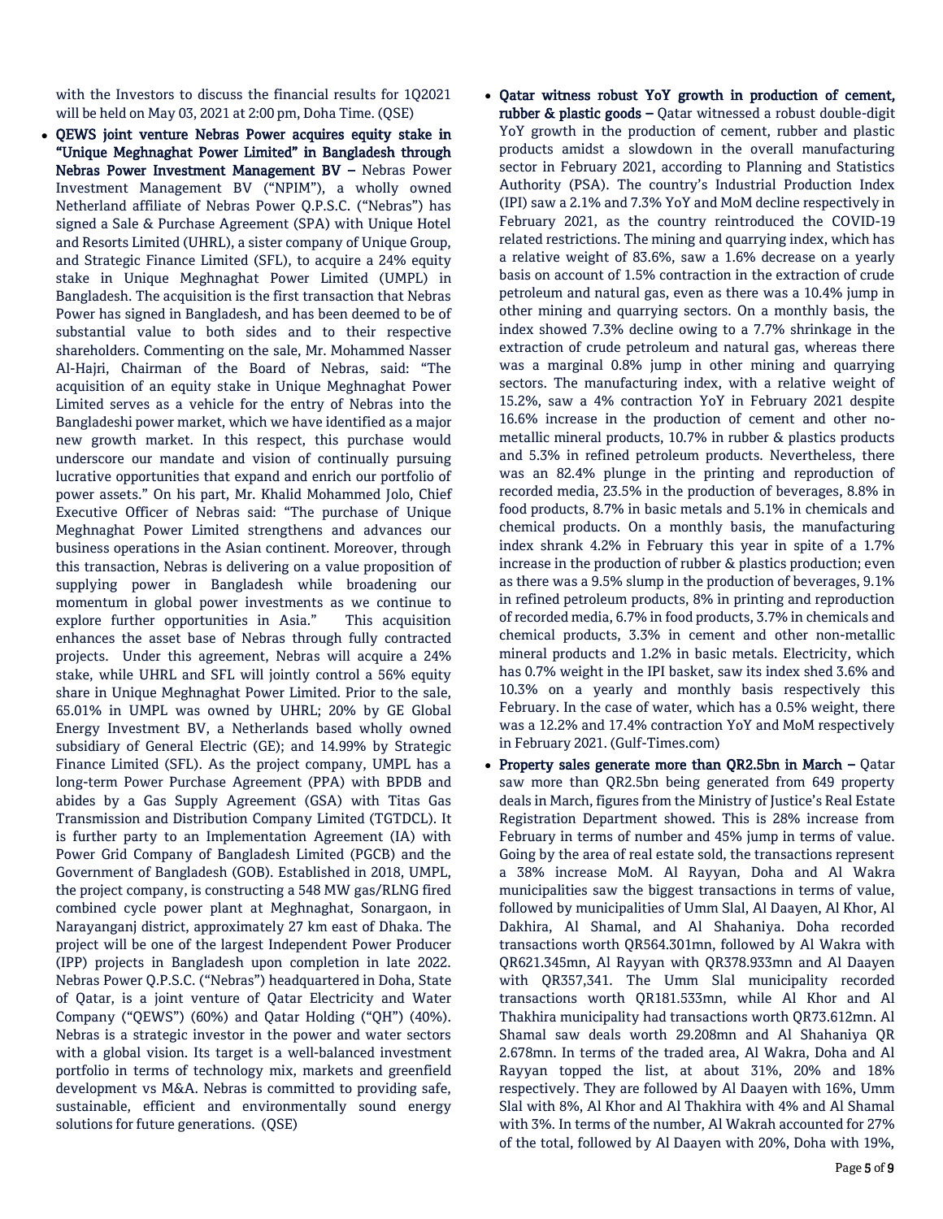with the Investors to discuss the financial results for 1Q2021 will be held on May 03, 2021 at 2:00 pm, Doha Time. (QSE)

- **QEWS joint venture Nebras Power acquires equity stake in "Unique Meghnaghat Power Limited" in Bangladesh through Nebras Power Investment Management BV –** Nebras Power Investment Management BV ("NPIM"), a wholly owned Netherland affiliate of Nebras Power Q.P.S.C. ("Nebras") has signed a Sale & Purchase Agreement (SPA) with Unique Hotel and Resorts Limited (UHRL), a sister company of Unique Group, and Strategic Finance Limited (SFL), to acquire a 24% equity stake in Unique Meghnaghat Power Limited (UMPL) in Bangladesh. The acquisition is the first transaction that Nebras Power has signed in Bangladesh, and has been deemed to be of substantial value to both sides and to their respective shareholders. Commenting on the sale, Mr. Mohammed Nasser Al-Hajri, Chairman of the Board of Nebras, said: "The acquisition of an equity stake in Unique Meghnaghat Power Limited serves as a vehicle for the entry of Nebras into the Bangladeshi power market, which we have identified as a major new growth market. In this respect, this purchase would underscore our mandate and vision of continually pursuing lucrative opportunities that expand and enrich our portfolio of power assets." On his part, Mr. Khalid Mohammed Jolo, Chief Executive Officer of Nebras said: "The purchase of Unique Meghnaghat Power Limited strengthens and advances our business operations in the Asian continent. Moreover, through this transaction, Nebras is delivering on a value proposition of supplying power in Bangladesh while broadening our momentum in global power investments as we continue to explore further opportunities in Asia." This acquisition enhances the asset base of Nebras through fully contracted projects. Under this agreement, Nebras will acquire a 24% stake, while UHRL and SFL will jointly control a 56% equity share in Unique Meghnaghat Power Limited. Prior to the sale, 65.01% in UMPL was owned by UHRL; 20% by GE Global Energy Investment BV, a Netherlands based wholly owned subsidiary of General Electric (GE); and 14.99% by Strategic Finance Limited (SFL). As the project company, UMPL has a long-term Power Purchase Agreement (PPA) with BPDB and abides by a Gas Supply Agreement (GSA) with Titas Gas Transmission and Distribution Company Limited (TGTDCL). It is further party to an Implementation Agreement (IA) with Power Grid Company of Bangladesh Limited (PGCB) and the Government of Bangladesh (GOB). Established in 2018, UMPL, the project company, is constructing a 548 MW gas/RLNG fired combined cycle power plant at Meghnaghat, Sonargaon, in Narayanganj district, approximately 27 km east of Dhaka. The project will be one of the largest Independent Power Producer (IPP) projects in Bangladesh upon completion in late 2022. Nebras Power Q.P.S.C. ("Nebras") headquartered in Doha, State of Qatar, is a joint venture of Qatar Electricity and Water Company ("QEWS") (60%) and Qatar Holding ("QH") (40%). Nebras is a strategic investor in the power and water sectors with a global vision. Its target is a well-balanced investment portfolio in terms of technology mix, markets and greenfield development vs M&A. Nebras is committed to providing safe, sustainable, efficient and environmentally sound energy solutions for future generations. (QSE)

- **Qatar witness robust YoY growth in production of cement, rubber & plastic goods –** Qatar witnessed a robust double-digit YoY growth in the production of cement, rubber and plastic products amidst a slowdown in the overall manufacturing sector in February 2021, according to Planning and Statistics Authority (PSA). The country's Industrial Production Index (IPI) saw a 2.1% and 7.3% YoY and MoM decline respectively in February 2021, as the country reintroduced the COVID-19 related restrictions. The mining and quarrying index, which has a relative weight of 83.6%, saw a 1.6% decrease on a yearly basis on account of 1.5% contraction in the extraction of crude petroleum and natural gas, even as there was a 10.4% jump in other mining and quarrying sectors. On a monthly basis, the index showed 7.3% decline owing to a 7.7% shrinkage in the extraction of crude petroleum and natural gas, whereas there was a marginal 0.8% jump in other mining and quarrying sectors. The manufacturing index, with a relative weight of 15.2%, saw a 4% contraction YoY in February 2021 despite 16.6% increase in the production of cement and other no-metallic mineral products, 10.7% in rubber & plastics products and 5.3% in refined petroleum products. Nevertheless, there was an 82.4% plunge in the printing and reproduction of recorded media, 23.5% in the production of beverages, 8.8% in food products, 8.7% in basic metals and 5.1% in chemicals and chemical products. On a monthly basis, the manufacturing index shrank 4.2% in February this year in spite of a 1.7% increase in the production of rubber & plastics production; even as there was a 9.5% slump in the production of beverages, 9.1% in refined petroleum products, 8% in printing and reproduction of recorded media, 6.7% in food products, 3.7% in chemicals and chemical products, 3.3% in cement and other non-metallic mineral products and 1.2% in basic metals. Electricity, which has 0.7% weight in the IPI basket, saw its index shed 3.6% and 10.3% on a yearly and monthly basis respectively this February. In the case of water, which has a 0.5% weight, there was a 12.2% and 17.4% contraction YoY and MoM respectively in February 2021. (Gulf-Times.com)

- **Property sales generate more than QR2.5bn in March –** Qatar saw more than QR2.5bn being generated from 649 property deals in March, figures from the Ministry of Justice's Real Estate Registration Department showed. This is 28% increase from February in terms of number and 45% jump in terms of value. Going by the area of real estate sold, the transactions represent a 38% increase MoM. Al Rayyan, Doha and Al Wakra municipalities saw the biggest transactions in terms of value, followed by municipalities of Umm Slal, Al Daayen, Al Khor, Al Dakhira, Al Shamal, and Al Shahaniya. Doha recorded transactions worth QR564.301mn, followed by Al Wakra with QR621.345mn, Al Rayyan with QR378.933mn and Al Daayen with QR357,341. The Umm Slal municipality recorded transactions worth QR181.533mn, while Al Khor and Al Thakhira municipality had transactions worth QR73.612mn. Al Shamal saw deals worth 29.208mn and Al Shahaniya QR 2.678mn. In terms of the traded area, Al Wakra, Doha and Al Rayyan topped the list, at about 31%, 20% and 18% respectively. They are followed by Al Daayen with 16%, Umm Slal with 8%, Al Khor and Al Thakhira with 4% and Al Shamal with 3%. In terms of the number, Al Wakrah accounted for 27% of the total, followed by Al Daayen with 20%, Doha with 19%,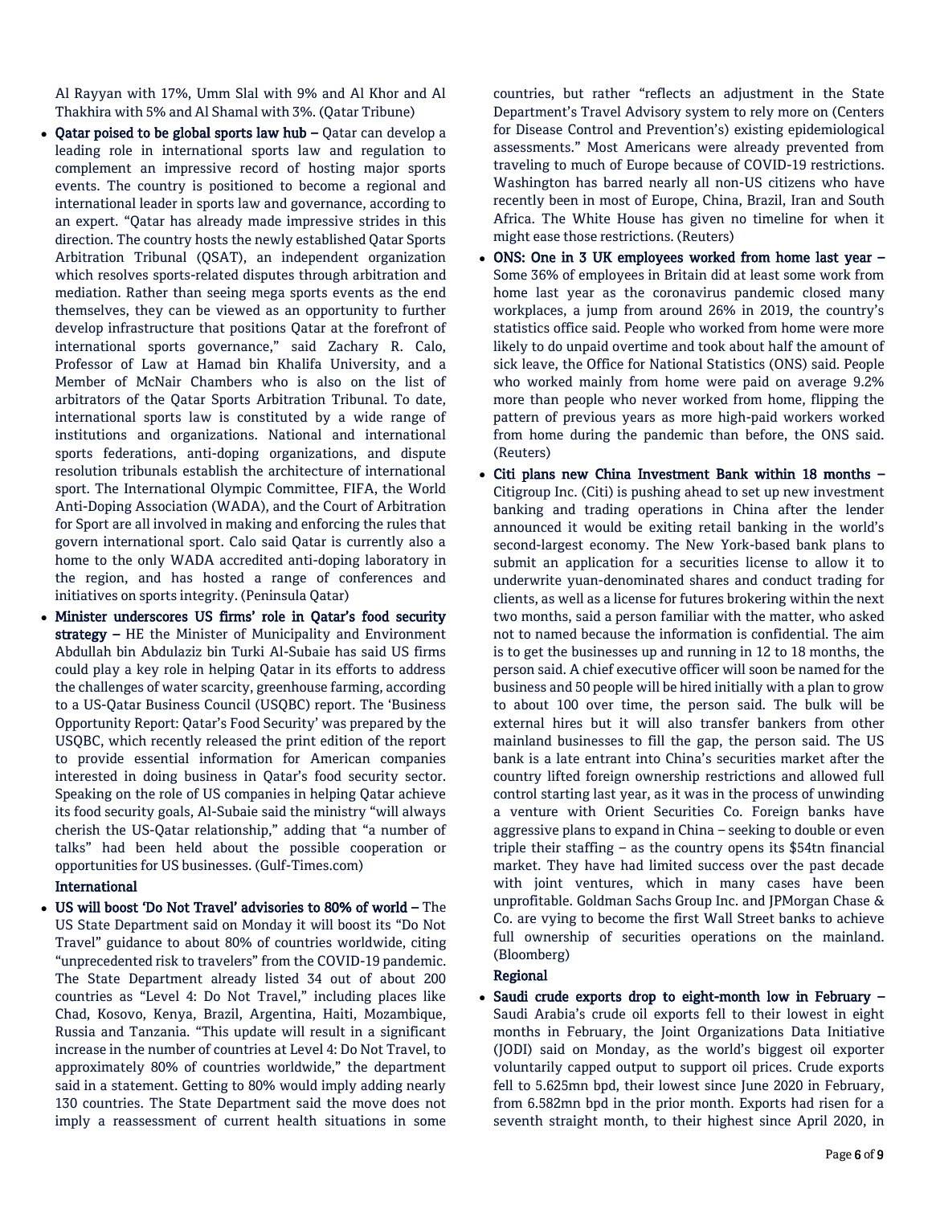Al Rayyan with 17%, Umm Slal with 9% and Al Khor and Al Thakhira with 5% and Al Shamal with 3%. (Qatar Tribune)

- **Qatar poised to be global sports law hub –** Qatar can develop a leading role in international sports law and regulation to complement an impressive record of hosting major sports events. The country is positioned to become a regional and international leader in sports law and governance, according to an expert. "Qatar has already made impressive strides in this direction. The country hosts the newly established Qatar Sports Arbitration Tribunal (QSAT), an independent organization which resolves sports-related disputes through arbitration and mediation. Rather than seeing mega sports events as the end themselves, they can be viewed as an opportunity to further develop infrastructure that positions Qatar at the forefront of international sports governance," said Zachary R. Calo, Professor of Law at Hamad bin Khalifa University, and a Member of McNair Chambers who is also on the list of arbitrators of the Qatar Sports Arbitration Tribunal. To date, international sports law is constituted by a wide range of institutions and organizations. National and international sports federations, anti-doping organizations, and dispute resolution tribunals establish the architecture of international sport. The International Olympic Committee, FIFA, the World Anti-Doping Association (WADA), and the Court of Arbitration for Sport are all involved in making and enforcing the rules that govern international sport. Calo said Qatar is currently also a home to the only WADA accredited anti-doping laboratory in the region, and has hosted a range of conferences and initiatives on sports integrity. (Peninsula Qatar)
- **Minister underscores US firms' role in Qatar's food security strategy –** HE the Minister of Municipality and Environment Abdullah bin Abdulaziz bin Turki Al-Subaie has said US firms could play a key role in helping Qatar in its efforts to address the challenges of water scarcity, greenhouse farming, according to a US-Qatar Business Council (USQBC) report. The 'Business Opportunity Report: Qatar's Food Security' was prepared by the USQBC, which recently released the print edition of the report to provide essential information for American companies interested in doing business in Qatar's food security sector. Speaking on the role of US companies in helping Qatar achieve its food security goals, Al-Subaie said the ministry "will always cherish the US-Qatar relationship," adding that "a number of talks" had been held about the possible cooperation or opportunities for US businesses. (Gulf-Times.com)

**International**

- **US will boost 'Do Not Travel' advisories to 80% of world –** The US State Department said on Monday it will boost its "Do Not Travel" guidance to about 80% of countries worldwide, citing "unprecedented risk to travelers" from the COVID-19 pandemic. The State Department already listed 34 out of about 200 countries as "Level 4: Do Not Travel," including places like Chad, Kosovo, Kenya, Brazil, Argentina, Haiti, Mozambique, Russia and Tanzania. "This update will result in a significant increase in the number of countries at Level 4: Do Not Travel, to approximately 80% of countries worldwide," the department said in a statement. Getting to 80% would imply adding nearly 130 countries. The State Department said the move does not imply a reassessment of current health situations in some countries, but rather "reflects an adjustment in the State Department's Travel Advisory system to rely more on (Centers for Disease Control and Prevention's) existing epidemiological assessments." Most Americans were already prevented from traveling to much of Europe because of COVID-19 restrictions. Washington has barred nearly all non-US citizens who have recently been in most of Europe, China, Brazil, Iran and South Africa. The White House has given no timeline for when it might ease those restrictions. (Reuters)
- **ONS: One in 3 UK employees worked from home last year –** Some 36% of employees in Britain did at least some work from home last year as the coronavirus pandemic closed many workplaces, a jump from around 26% in 2019, the country's statistics office said. People who worked from home were more likely to do unpaid overtime and took about half the amount of sick leave, the Office for National Statistics (ONS) said. People who worked mainly from home were paid on average 9.2% more than people who never worked from home, flipping the pattern of previous years as more high-paid workers worked from home during the pandemic than before, the ONS said. (Reuters)
- **Citi plans new China Investment Bank within 18 months –** Citigroup Inc. (Citi) is pushing ahead to set up new investment banking and trading operations in China after the lender announced it would be exiting retail banking in the world's second-largest economy. The New York-based bank plans to submit an application for a securities license to allow it to underwrite yuan-denominated shares and conduct trading for clients, as well as a license for futures brokering within the next two months, said a person familiar with the matter, who asked not to named because the information is confidential. The aim is to get the businesses up and running in 12 to 18 months, the person said. A chief executive officer will soon be named for the business and 50 people will be hired initially with a plan to grow to about 100 over time, the person said. The bulk will be external hires but it will also transfer bankers from other mainland businesses to fill the gap, the person said. The US bank is a late entrant into China's securities market after the country lifted foreign ownership restrictions and allowed full control starting last year, as it was in the process of unwinding a venture with Orient Securities Co. Foreign banks have aggressive plans to expand in China – seeking to double or even triple their staffing – as the country opens its $54tn financial market. They have had limited success over the past decade with joint ventures, which in many cases have been unprofitable. Goldman Sachs Group Inc. and JPMorgan Chase & Co. are vying to become the first Wall Street banks to achieve full ownership of securities operations on the mainland. (Bloomberg)

**Regional**

- **Saudi crude exports drop to eight-month low in February –** Saudi Arabia's crude oil exports fell to their lowest in eight months in February, the Joint Organizations Data Initiative (JODI) said on Monday, as the world's biggest oil exporter voluntarily capped output to support oil prices. Crude exports fell to 5.625mn bpd, their lowest since June 2020 in February, from 6.582mn bpd in the prior month. Exports had risen for a seventh straight month, to their highest since April 2020, in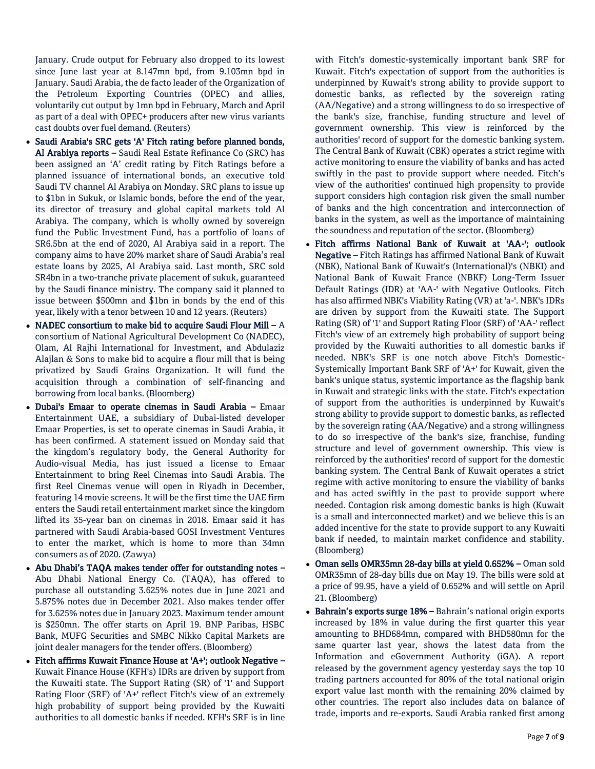January. Crude output for February also dropped to its lowest since June last year at 8.147mn bpd, from 9.103mn bpd in January. Saudi Arabia, the de facto leader of the Organization of the Petroleum Exporting Countries (OPEC) and allies, voluntarily cut output by 1mn bpd in February, March and April as part of a deal with OPEC+ producers after new virus variants cast doubts over fuel demand. (Reuters)

- **Saudi Arabia's SRC gets 'A' Fitch rating before planned bonds, Al Arabiya reports –** Saudi Real Estate Refinance Co (SRC) has been assigned an 'A' credit rating by Fitch Ratings before a planned issuance of international bonds, an executive told Saudi TV channel Al Arabiya on Monday. SRC plans to issue up to $1bn in Sukuk, or Islamic bonds, before the end of the year, its director of treasury and global capital markets told Al Arabiya. The company, which is wholly owned by sovereign fund the Public Investment Fund, has a portfolio of loans of SR6.5bn at the end of 2020, Al Arabiya said in a report. The company aims to have 20% market share of Saudi Arabia's real estate loans by 2025, Al Arabiya said. Last month, SRC sold SR4bn in a two-tranche private placement of sukuk, guaranteed by the Saudi finance ministry. The company said it planned to issue between $500mn and $1bn in bonds by the end of this year, likely with a tenor between 10 and 12 years. (Reuters)
- **NADEC consortium to make bid to acquire Saudi Flour Mill –** A consortium of National Agricultural Development Co (NADEC), Olam, Al Rajhi International for Investment, and Abdulaziz Alajlan & Sons to make bid to acquire a flour mill that is being privatized by Saudi Grains Organization. It will fund the acquisition through a combination of self-financing and borrowing from local banks. (Bloomberg)
- **Dubai's Emaar to operate cinemas in Saudi Arabia –** Emaar Entertainment UAE, a subsidiary of Dubai-listed developer Emaar Properties, is set to operate cinemas in Saudi Arabia, it has been confirmed. A statement issued on Monday said that the kingdom's regulatory body, the General Authority for Audio-visual Media, has just issued a license to Emaar Entertainment to bring Reel Cinemas into Saudi Arabia. The first Reel Cinemas venue will open in Riyadh in December, featuring 14 movie screens. It will be the first time the UAE firm enters the Saudi retail entertainment market since the kingdom lifted its 35-year ban on cinemas in 2018. Emaar said it has partnered with Saudi Arabia-based GOSI Investment Ventures to enter the market, which is home to more than 34mn consumers as of 2020. (Zawya)
- **Abu Dhabi's TAQA makes tender offer for outstanding notes –** Abu Dhabi National Energy Co. (TAQA), has offered to purchase all outstanding 3.625% notes due in June 2021 and 5.875% notes due in December 2021. Also makes tender offer for 3.625% notes due in January 2023. Maximum tender amount is $250mn. The offer starts on April 19. BNP Paribas, HSBC Bank, MUFG Securities and SMBC Nikko Capital Markets are joint dealer managers for the tender offers. (Bloomberg)
- **Fitch affirms Kuwait Finance House at 'A+'; outlook Negative –** Kuwait Finance House (KFH's) IDRs are driven by support from the Kuwaiti state. The Support Rating (SR) of '1' and Support Rating Floor (SRF) of 'A+' reflect Fitch's view of an extremely high probability of support being provided by the Kuwaiti authorities to all domestic banks if needed. KFH's SRF is in line with Fitch's domestic-systemically important bank SRF for Kuwait. Fitch's expectation of support from the authorities is underpinned by Kuwait's strong ability to provide support to domestic banks, as reflected by the sovereign rating (AA/Negative) and a strong willingness to do so irrespective of the bank's size, franchise, funding structure and level of government ownership. This view is reinforced by the authorities' record of support for the domestic banking system. The Central Bank of Kuwait (CBK) operates a strict regime with active monitoring to ensure the viability of banks and has acted swiftly in the past to provide support where needed. Fitch's view of the authorities' continued high propensity to provide support considers high contagion risk given the small number of banks and the high concentration and interconnection of banks in the system, as well as the importance of maintaining the soundness and reputation of the sector. (Bloomberg)
- **Fitch affirms National Bank of Kuwait at 'AA-'; outlook Negative –** Fitch Ratings has affirmed National Bank of Kuwait (NBK), National Bank of Kuwait's (International)'s (NBKI) and National Bank of Kuwait France (NBKF) Long-Term Issuer Default Ratings (IDR) at 'AA-' with Negative Outlooks. Fitch has also affirmed NBK's Viability Rating (VR) at 'a-'. NBK's IDRs are driven by support from the Kuwaiti state. The Support Rating (SR) of '1' and Support Rating Floor (SRF) of 'AA-' reflect Fitch's view of an extremely high probability of support being provided by the Kuwaiti authorities to all domestic banks if needed. NBK's SRF is one notch above Fitch's Domestic-Systemically Important Bank SRF of 'A+' for Kuwait, given the bank's unique status, systemic importance as the flagship bank in Kuwait and strategic links with the state. Fitch's expectation of support from the authorities is underpinned by Kuwait's strong ability to provide support to domestic banks, as reflected by the sovereign rating (AA/Negative) and a strong willingness to do so irrespective of the bank's size, franchise, funding structure and level of government ownership. This view is reinforced by the authorities' record of support for the domestic banking system. The Central Bank of Kuwait operates a strict regime with active monitoring to ensure the viability of banks and has acted swiftly in the past to provide support where needed. Contagion risk among domestic banks is high (Kuwait is a small and interconnected market) and we believe this is an added incentive for the state to provide support to any Kuwaiti bank if needed, to maintain market confidence and stability. (Bloomberg)
- **Oman sells OMR35mn 28-day bills at yield 0.652% –** Oman sold OMR35mn of 28-day bills due on May 19. The bills were sold at a price of 99.95, have a yield of 0.652% and will settle on April 21. (Bloomberg)
- **Bahrain's exports surge 18% –** Bahrain's national origin exports increased by 18% in value during the first quarter this year amounting to BHD684mn, compared with BHD580mn for the same quarter last year, shows the latest data from the Information and eGovernment Authority (iGA). A report released by the government agency yesterday says the top 10 trading partners accounted for 80% of the total national origin export value last month with the remaining 20% claimed by other countries. The report also includes data on balance of trade, imports and re-exports. Saudi Arabia ranked first among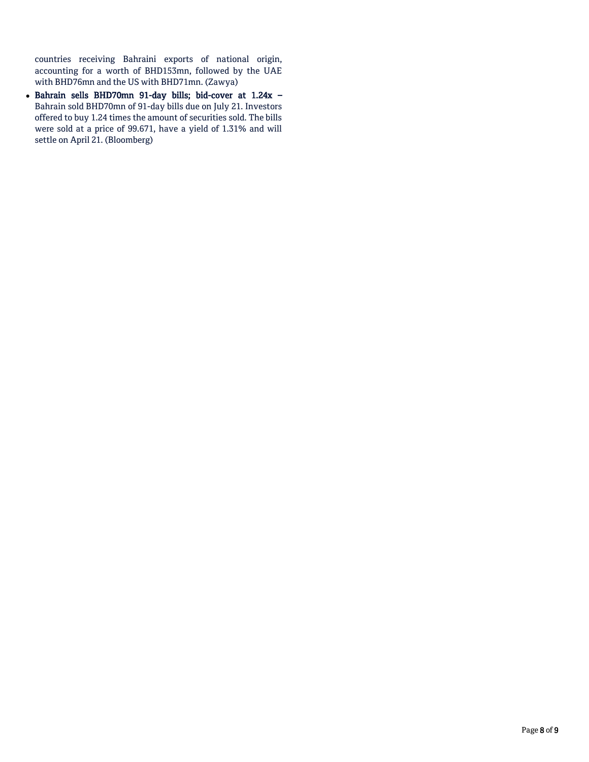countries receiving Bahraini exports of national origin, accounting for a worth of BHD153mn, followed by the UAE with BHD76mn and the US with BHD71mn. (Zawya)

- **Bahrain sells BHD70mn 91-day bills; bid-cover at 1.24x –** Bahrain sold BHD70mn of 91-day bills due on July 21. Investors offered to buy 1.24 times the amount of securities sold. The bills were sold at a price of 99.671, have a yield of 1.31% and will settle on April 21. (Bloomberg)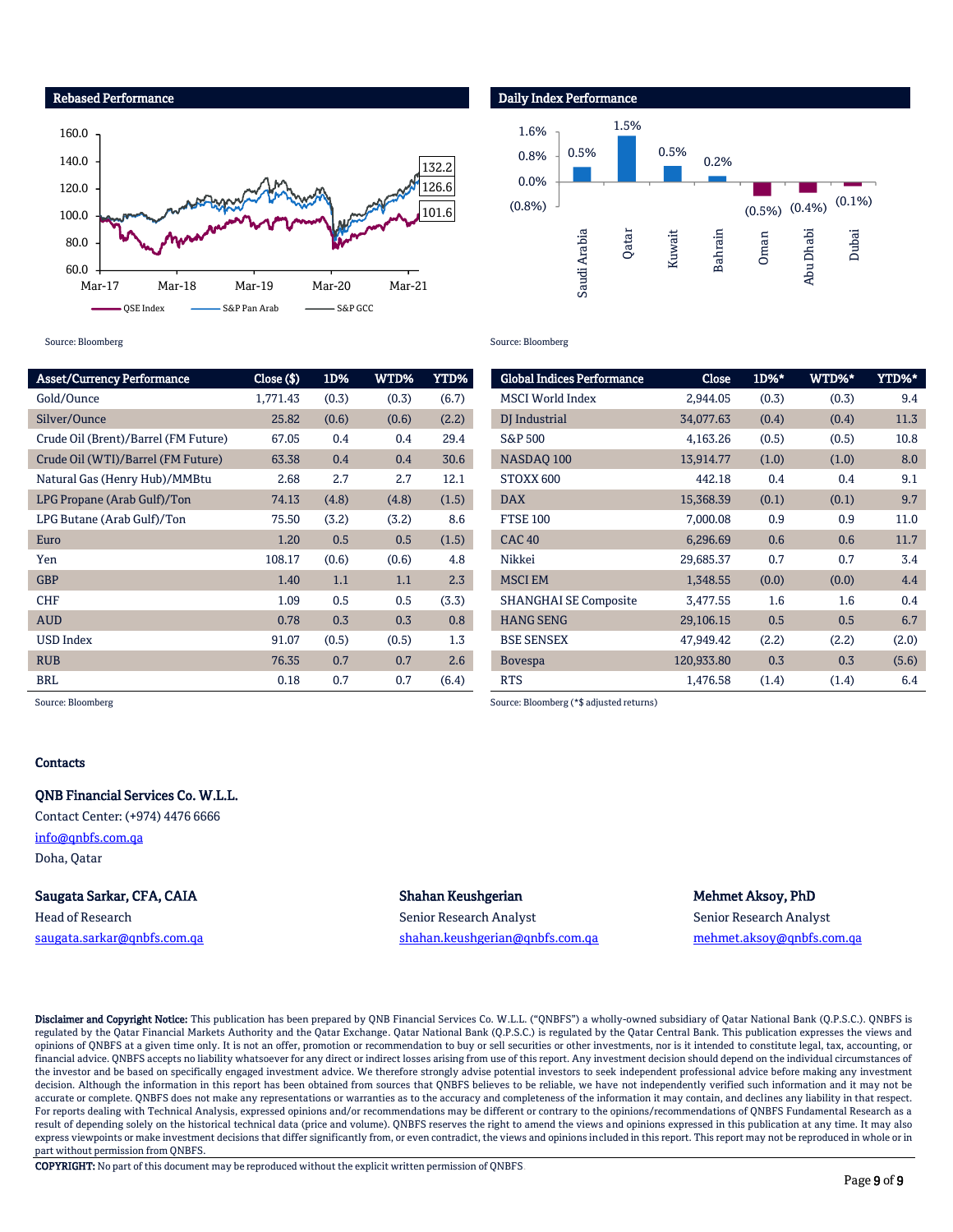## Rebased Performance

160.0
140.0
120.0
100.0
80.0
60.0

Mar-17 Mar-18 Mar-19 Mar-20 Mar-21

132.2
126.6
101.6

QSE Index S&P Pan Arab S&P GCC

Source: Bloomberg

## Daily Index Performance

1.6%
0.8%
0.0%
(0.8%)

0.5% 1.5% 0.5% 0.2% (0.5%) (0.4%) (0.1%)

Saudi Arabia Qatar Kuwait Bahrain Oman Abu Dhabi Dubai

Source: Bloomberg

| Asset/Currency Performance | Close ($) | 1D% | WTD% | YTD% |
|---|---|---|---|---|
| Gold/Ounce | 1,771.43 | (0.3) | (0.3) | (6.7) |
| Silver/Ounce | 25.82 | (0.6) | (0.6) | (2.2) |
| Crude Oil (Brent)/Barrel (FM Future) | 67.05 | 0.4 | 0.4 | 29.4 |
| Crude Oil (WTI)/Barrel (FM Future) | 63.38 | 0.4 | 0.4 | 30.6 |
| Natural Gas (Henry Hub)/MMBtu | 2.68 | 2.7 | 2.7 | 12.1 |
| LPG Propane (Arab Gulf)/Ton | 74.13 | (4.8) | (4.8) | (1.5) |
| LPG Butane (Arab Gulf)/Ton | 75.50 | (3.2) | (3.2) | 8.6 |
| Euro | 1.20 | 0.5 | 0.5 | (1.5) |
| Yen | 108.17 | (0.6) | (0.6) | 4.8 |
| GBP | 1.40 | 1.1 | 1.1 | 2.3 |
| CHF | 1.09 | 0.5 | 0.5 | (3.3) |
| AUD | 0.78 | 0.3 | 0.3 | 0.8 |
| USD Index | 91.07 | (0.5) | (0.5) | 1.3 |
| RUB | 76.35 | 0.7 | 0.7 | 2.6 |
| BRL | 0.18 | 0.7 | 0.7 | (6.4) |

Source: Bloomberg

| Global Indices Performance | Close | 1D%* | WTD%* | YTD%* |
|---|---|---|---|---|
| MSCI World Index | 2,944.05 | (0.3) | (0.3) | 9.4 |
| DJ Industrial | 34,077.63 | (0.4) | (0.4) | 11.3 |
| S&P 500 | 4,163.26 | (0.5) | (0.5) | 10.8 |
| NASDAQ 100 | 13,914.77 | (1.0) | (1.0) | 8.0 |
| STOXX 600 | 442.18 | 0.4 | 0.4 | 9.1 |
| DAX | 15,368.39 | (0.1) | (0.1) | 9.7 |
| FTSE 100 | 7,000.08 | 0.9 | 0.9 | 11.0 |
| CAC 40 | 6,296.69 | 0.6 | 0.6 | 11.7 |
| Nikkei | 29,685.37 | 0.7 | 0.7 | 3.4 |
| MSCI EM | 1,348.55 | (0.0) | (0.0) | 4.4 |
| SHANGHAI SE Composite | 3,477.55 | 1.6 | 1.6 | 0.4 |
| HANG SENG | 29,106.15 | 0.5 | 0.5 | 6.7 |
| BSE SENSEX | 47,949.42 | (2.2) | (2.2) | (2.0) |
| Bovespa | 120,933.80 | 0.3 | 0.3 | (5.6) |
| RTS | 1,476.58 | (1.4) | (1.4) | 6.4 |

Source: Bloomberg (*$ adjusted returns)

**Contacts**

**QNB Financial Services Co. W.L.L.**
Contact Center: (+974) 4476 6666
info@qnbfs.com.qa
Doha, Qatar

**Saugata Sarkar, CFA, CAIA**
Head of Research
saugata.sarkar@qnbfs.com.qa

**Shahan Keushgerian**
Senior Research Analyst
shahan.keushgerian@qnbfs.com.qa

**Mehmet Aksoy, PhD**
Senior Research Analyst
mehmet.aksoy@qnbfs.com.qa

**Disclaimer and Copyright Notice:** This publication has been prepared by QNB Financial Services Co. W.L.L. ("QNBFS") a wholly-owned subsidiary of Qatar National Bank (Q.P.S.C.). QNBFS is regulated by the Qatar Financial Markets Authority and the Qatar Exchange. Qatar National Bank (Q.P.S.C.) is regulated by the Qatar Central Bank. This publication expresses the views and opinions of QNBFS at a given time only. It is not an offer, promotion or recommendation to buy or sell securities or other investments, nor is it intended to constitute legal, tax, accounting, or financial advice. QNBFS accepts no liability whatsoever for any direct or indirect losses arising from use of this report. Any investment decision should depend on the individual circumstances of the investor and be based on specifically engaged investment advice. We therefore strongly advise potential investors to seek independent professional advice before making any investment decision. Although the information in this report has been obtained from sources that QNBFS believes to be reliable, we have not independently verified such information and it may not be accurate or complete. QNBFS does not make any representations or warranties as to the accuracy and completeness of the information it may contain, and declines any liability in that respect. For reports dealing with Technical Analysis, expressed opinions and/or recommendations may be different or contrary to the opinions/recommendations of QNBFS Fundamental Research as a result of depending solely on the historical technical data (price and volume). QNBFS reserves the right to amend the views and opinions expressed in this publication at any time. It may also express viewpoints or make investment decisions that differ significantly from, or even contradict, the views and opinions included in this report. This report may not be reproduced in whole or in part without permission from QNBFS.

**COPYRIGHT:** No part of this document may be reproduced without the explicit written permission of QNBFS